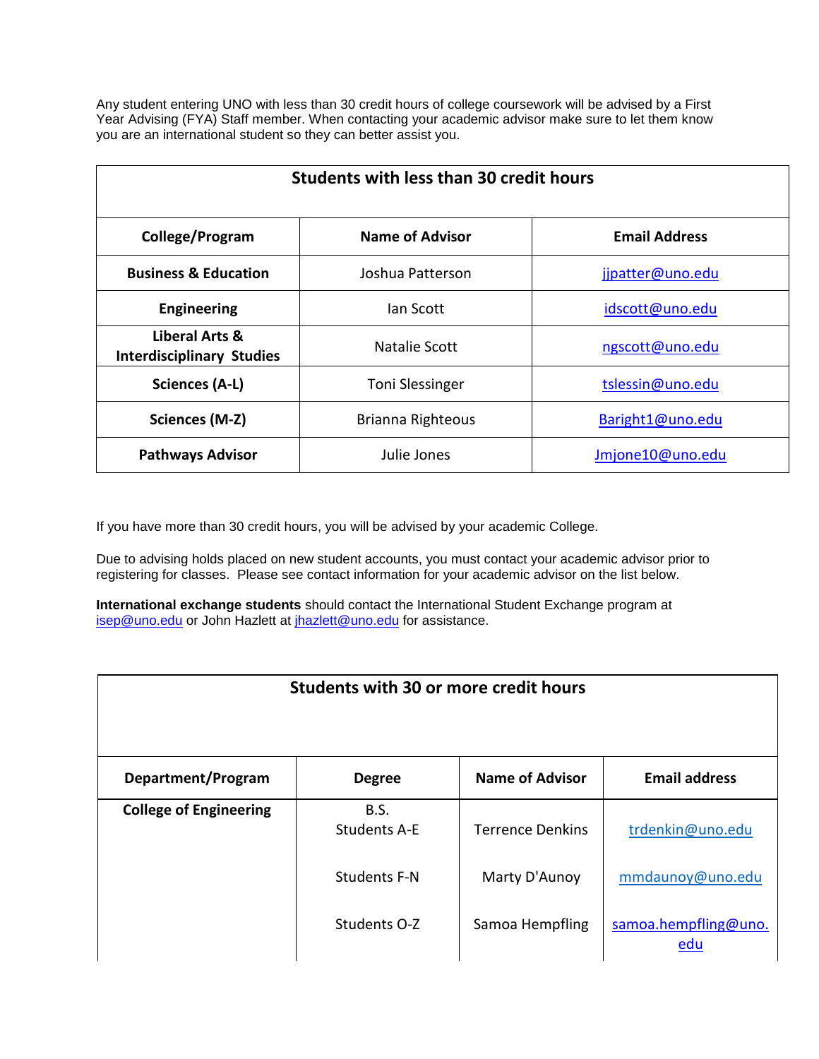Any student entering UNO with less than 30 credit hours of college coursework will be advised by a First Year Advising (FYA) Staff member. When contacting your academic advisor make sure to let them know you are an international student so they can better assist you.

| Students with less than 30 credit hours | | |
|---|---|---|
| **College/Program** | **Name of Advisor** | **Email Address** |
| **Business & Education** | Joshua Patterson | jjpatter@uno.edu |
| **Engineering** | Ian Scott | idscott@uno.edu |
| **Liberal Arts & Interdisciplinary Studies** | Natalie Scott | ngscott@uno.edu |
| **Sciences (A-L)** | Toni Slessinger | tslessin@uno.edu |
| **Sciences (M-Z)** | Brianna Righteous | Baright1@uno.edu |
| **Pathways Advisor** | Julie Jones | Jmjone10@uno.edu |

If you have more than 30 credit hours, you will be advised by your academic College.

Due to advising holds placed on new student accounts, you must contact your academic advisor prior to registering for classes. Please see contact information for your academic advisor on the list below.

**International exchange students** should contact the International Student Exchange program at isep@uno.edu or John Hazlett at jhazlett@uno.edu for assistance.

| Students with 30 or more credit hours | | | |
|---|---|---|---|
| **Department/Program** | **Degree** | **Name of Advisor** | **Email address** |
| **College of Engineering** | B.S. Students A-E | Terrence Denkins | trdenkin@uno.edu |
| | Students F-N | Marty D'Aunoy | mmdaunoy@uno.edu |
| | Students O-Z | Samoa Hempfling | samoa.hempfling@uno.edu |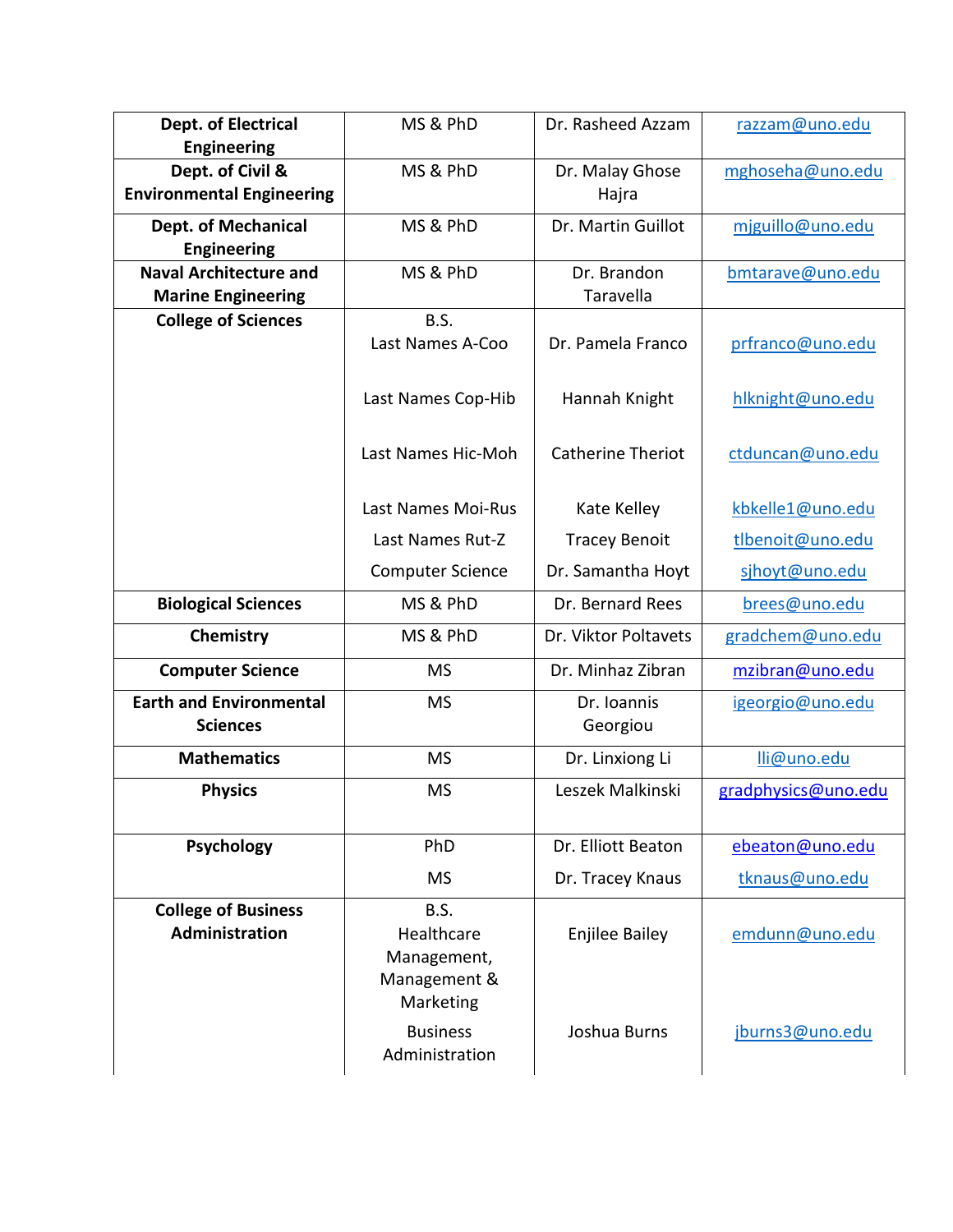| | | | |
|---|---|---|---|
| **Dept. of Electrical Engineering** | MS & PhD | Dr. Rasheed Azzam | razzam@uno.edu |
| **Dept. of Civil & Environmental Engineering** | MS & PhD | Dr. Malay Ghose Hajra | mghoseha@uno.edu |
| **Dept. of Mechanical Engineering** | MS & PhD | Dr. Martin Guillot | mjguillo@uno.edu |
| **Naval Architecture and Marine Engineering** | MS & PhD | Dr. Brandon Taravella | bmtarave@uno.edu |
| **College of Sciences** | B.S.<br>Last Names A-Coo | Dr. Pamela Franco | prfranco@uno.edu |
| | Last Names Cop-Hib | Hannah Knight | hlknight@uno.edu |
| | Last Names Hic-Moh | Catherine Theriot | ctduncan@uno.edu |
| | Last Names Moi-Rus | Kate Kelley | kbkelle1@uno.edu |
| | Last Names Rut-Z | Tracey Benoit | tlbenoit@uno.edu |
| | Computer Science | Dr. Samantha Hoyt | sjhoyt@uno.edu |
| **Biological Sciences** | MS & PhD | Dr. Bernard Rees | brees@uno.edu |
| **Chemistry** | MS & PhD | Dr. Viktor Poltavets | gradchem@uno.edu |
| **Computer Science** | MS | Dr. Minhaz Zibran | mzibran@uno.edu |
| **Earth and Environmental Sciences** | MS | Dr. Ioannis Georgiou | igeorgio@uno.edu |
| **Mathematics** | MS | Dr. Linxiong Li | lli@uno.edu |
| **Physics** | MS | Leszek Malkinski | gradphysics@uno.edu |
| **Psychology** | PhD | Dr. Elliott Beaton | ebeaton@uno.edu |
| | MS | Dr. Tracey Knaus | tknaus@uno.edu |
| **College of Business Administration** | B.S.<br>Healthcare Management, Management & Marketing | Enjilee Bailey | emdunn@uno.edu |
| | Business Administration | Joshua Burns | jburns3@uno.edu |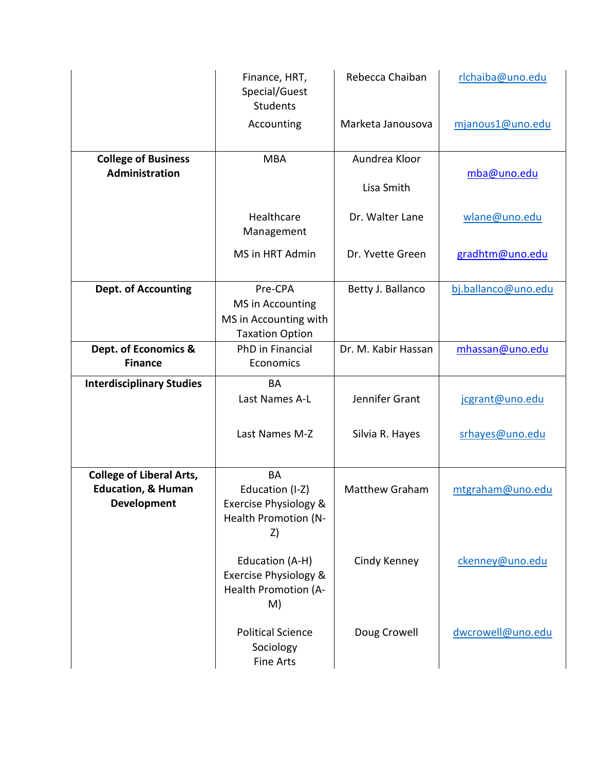| | | | |
|---|---|---|---|
| | Finance, HRT, Special/Guest Students<br>Accounting | Rebecca Chaiban<br>Marketa Janousova | rlchaiba@uno.edu<br>mjanous1@uno.edu |
| **College of Business Administration** | MBA<br><br>Healthcare Management<br>MS in HRT Admin | Aundrea Kloor<br>Lisa Smith<br>Dr. Walter Lane<br>Dr. Yvette Green | mba@uno.edu<br><br>wlane@uno.edu<br>gradhtm@uno.edu |
| **Dept. of Accounting** | Pre-CPA<br>MS in Accounting<br>MS in Accounting with Taxation Option | Betty J. Ballanco | bj.ballanco@uno.edu |
| **Dept. of Economics & Finance** | PhD in Financial Economics | Dr. M. Kabir Hassan | mhassan@uno.edu |
| **Interdisciplinary Studies** | BA<br>Last Names A-L<br>Last Names M-Z | Jennifer Grant<br>Silvia R. Hayes | jcgrant@uno.edu<br>srhayes@uno.edu |
| **College of Liberal Arts, Education, & Human Development** | BA<br>Education (I-Z)<br>Exercise Physiology & Health Promotion (N-Z)<br><br>Education (A-H)<br>Exercise Physiology & Health Promotion (A-M)<br><br>Political Science<br>Sociology<br>Fine Arts | Matthew Graham<br><br>Cindy Kenney<br><br>Doug Crowell | mtgraham@uno.edu<br><br>ckenney@uno.edu<br><br>dwcrowell@uno.edu |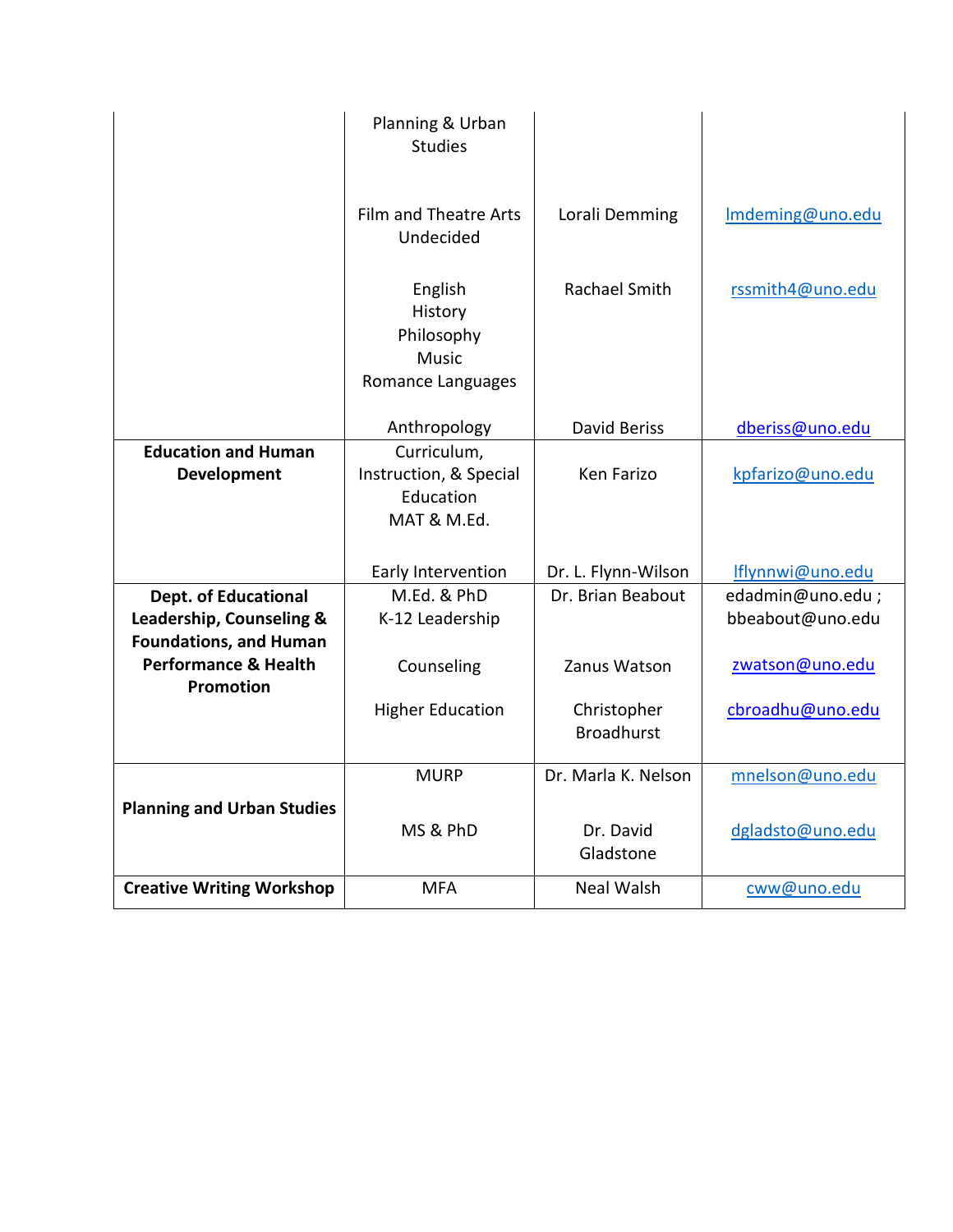| | | | |
|---|---|---|---|
| | Planning & Urban Studies | | |
| | Film and Theatre Arts<br>Undecided | Lorali Demming | lmdeming@uno.edu |
| | English<br>History<br>Philosophy<br>Music<br>Romance Languages | Rachael Smith | rssmith4@uno.edu |
| | Anthropology | David Beriss | dberiss@uno.edu |
| **Education and Human Development** | Curriculum, Instruction, & Special Education<br>MAT & M.Ed. | Ken Farizo | kpfarizo@uno.edu |
| | Early Intervention | Dr. L. Flynn-Wilson | lflynnwi@uno.edu |
| **Dept. of Educational Leadership, Counseling & Foundations, and Human Performance & Health Promotion** | M.Ed. & PhD<br>K-12 Leadership | Dr. Brian Beabout | edadmin@uno.edu ; bbeabout@uno.edu |
| | Counseling | Zanus Watson | zwatson@uno.edu |
| | Higher Education | Christopher Broadhurst | cbroadhu@uno.edu |
| **Planning and Urban Studies** | MURP | Dr. Marla K. Nelson | mnelson@uno.edu |
| | MS & PhD | Dr. David Gladstone | dgladsto@uno.edu |
| **Creative Writing Workshop** | MFA | Neal Walsh | cww@uno.edu |